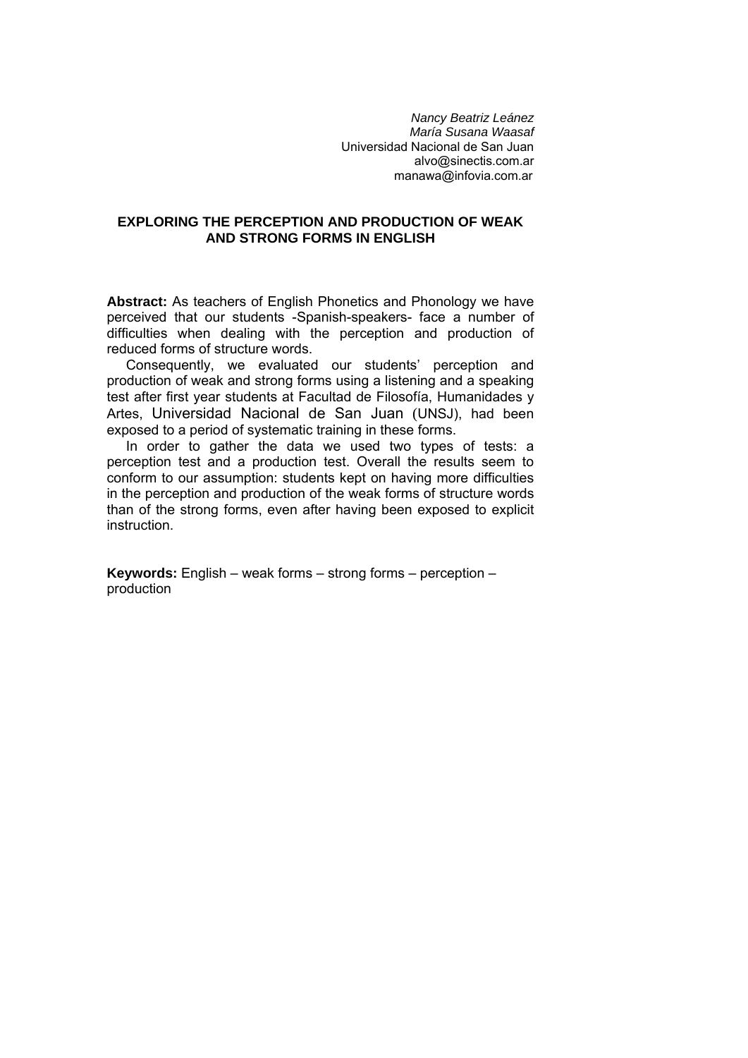*Nancy Beatriz Leánez*
*María Susana Waasaf*
Universidad Nacional de San Juan
alvo@sinectis.com.ar
manawa@infovia.com.ar

# EXPLORING THE PERCEPTION AND PRODUCTION OF WEAK AND STRONG FORMS IN ENGLISH

**Abstract:** As teachers of English Phonetics and Phonology we have perceived that our students -Spanish-speakers- face a number of difficulties when dealing with the perception and production of reduced forms of structure words.

Consequently, we evaluated our students' perception and production of weak and strong forms using a listening and a speaking test after first year students at Facultad de Filosofía, Humanidades y Artes, Universidad Nacional de San Juan (UNSJ), had been exposed to a period of systematic training in these forms.

In order to gather the data we used two types of tests: a perception test and a production test. Overall the results seem to conform to our assumption: students kept on having more difficulties in the perception and production of the weak forms of structure words than of the strong forms, even after having been exposed to explicit instruction.

**Keywords:** English – weak forms – strong forms – perception – production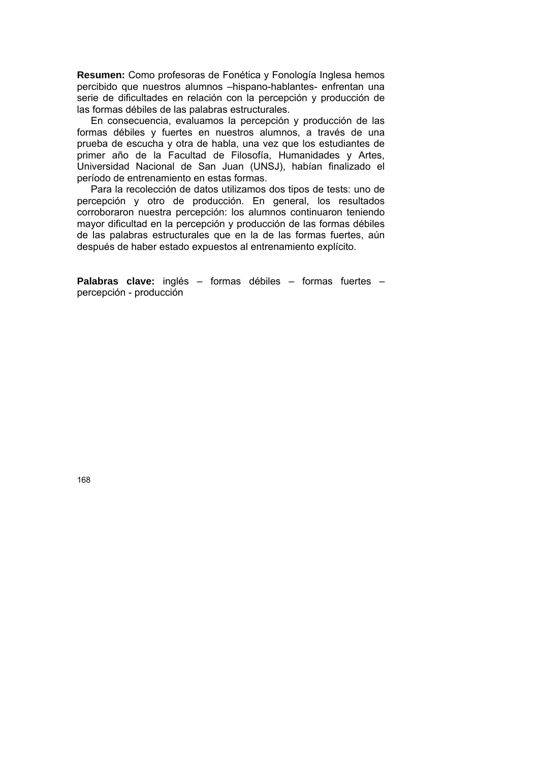**Resumen:** Como profesoras de Fonética y Fonología Inglesa hemos percibido que nuestros alumnos –hispano-hablantes- enfrentan una serie de dificultades en relación con la percepción y producción de las formas débiles de las palabras estructurales.

En consecuencia, evaluamos la percepción y producción de las formas débiles y fuertes en nuestros alumnos, a través de una prueba de escucha y otra de habla, una vez que los estudiantes de primer año de la Facultad de Filosofía, Humanidades y Artes, Universidad Nacional de San Juan (UNSJ), habían finalizado el período de entrenamiento en estas formas.

Para la recolección de datos utilizamos dos tipos de tests: uno de percepción y otro de producción. En general, los resultados corroboraron nuestra percepción: los alumnos continuaron teniendo mayor dificultad en la percepción y producción de las formas débiles de las palabras estructurales que en la de las formas fuertes, aún después de haber estado expuestos al entrenamiento explícito.

**Palabras clave:** inglés – formas débiles – formas fuertes – percepción - producción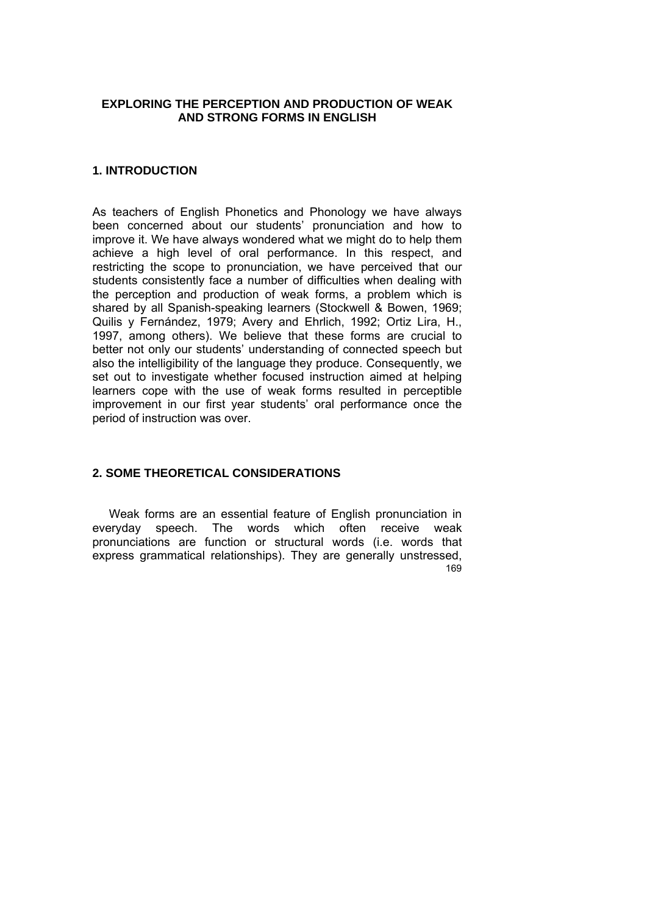# EXPLORING THE PERCEPTION AND PRODUCTION OF WEAK AND STRONG FORMS IN ENGLISH

## 1. INTRODUCTION

As teachers of English Phonetics and Phonology we have always been concerned about our students' pronunciation and how to improve it. We have always wondered what we might do to help them achieve a high level of oral performance. In this respect, and restricting the scope to pronunciation, we have perceived that our students consistently face a number of difficulties when dealing with the perception and production of weak forms, a problem which is shared by all Spanish-speaking learners (Stockwell & Bowen, 1969; Quilis y Fernández, 1979; Avery and Ehrlich, 1992; Ortiz Lira, H., 1997, among others). We believe that these forms are crucial to better not only our students' understanding of connected speech but also the intelligibility of the language they produce. Consequently, we set out to investigate whether focused instruction aimed at helping learners cope with the use of weak forms resulted in perceptible improvement in our first year students' oral performance once the period of instruction was over.

## 2. SOME THEORETICAL CONSIDERATIONS

Weak forms are an essential feature of English pronunciation in everyday speech. The words which often receive weak pronunciations are function or structural words (i.e. words that express grammatical relationships). They are generally unstressed,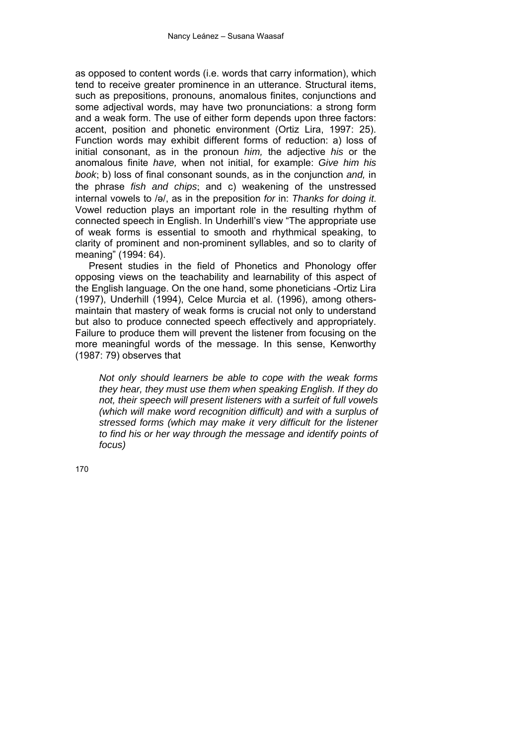as opposed to content words (i.e. words that carry information), which tend to receive greater prominence in an utterance. Structural items, such as prepositions, pronouns, anomalous finites, conjunctions and some adjectival words, may have two pronunciations: a strong form and a weak form. The use of either form depends upon three factors: accent, position and phonetic environment (Ortiz Lira, 1997: 25). Function words may exhibit different forms of reduction: a) loss of initial consonant, as in the pronoun *him,* the adjective *his* or the anomalous finite *have,* when not initial, for example: *Give him his book*; b) loss of final consonant sounds, as in the conjunction *and,* in the phrase *fish and chips*; and c) weakening of the unstressed internal vowels to /ə/, as in the preposition *for* in: *Thanks for doing it.* Vowel reduction plays an important role in the resulting rhythm of connected speech in English. In Underhill's view "The appropriate use of weak forms is essential to smooth and rhythmical speaking, to clarity of prominent and non-prominent syllables, and so to clarity of meaning" (1994: 64).

Present studies in the field of Phonetics and Phonology offer opposing views on the teachability and learnability of this aspect of the English language. On the one hand, some phoneticians -Ortiz Lira (1997), Underhill (1994), Celce Murcia et al. (1996), among others- maintain that mastery of weak forms is crucial not only to understand but also to produce connected speech effectively and appropriately. Failure to produce them will prevent the listener from focusing on the more meaningful words of the message. In this sense, Kenworthy (1987: 79) observes that

> *Not only should learners be able to cope with the weak forms they hear, they must use them when speaking English. If they do not, their speech will present listeners with a surfeit of full vowels (which will make word recognition difficult) and with a surplus of stressed forms (which may make it very difficult for the listener to find his or her way through the message and identify points of focus)*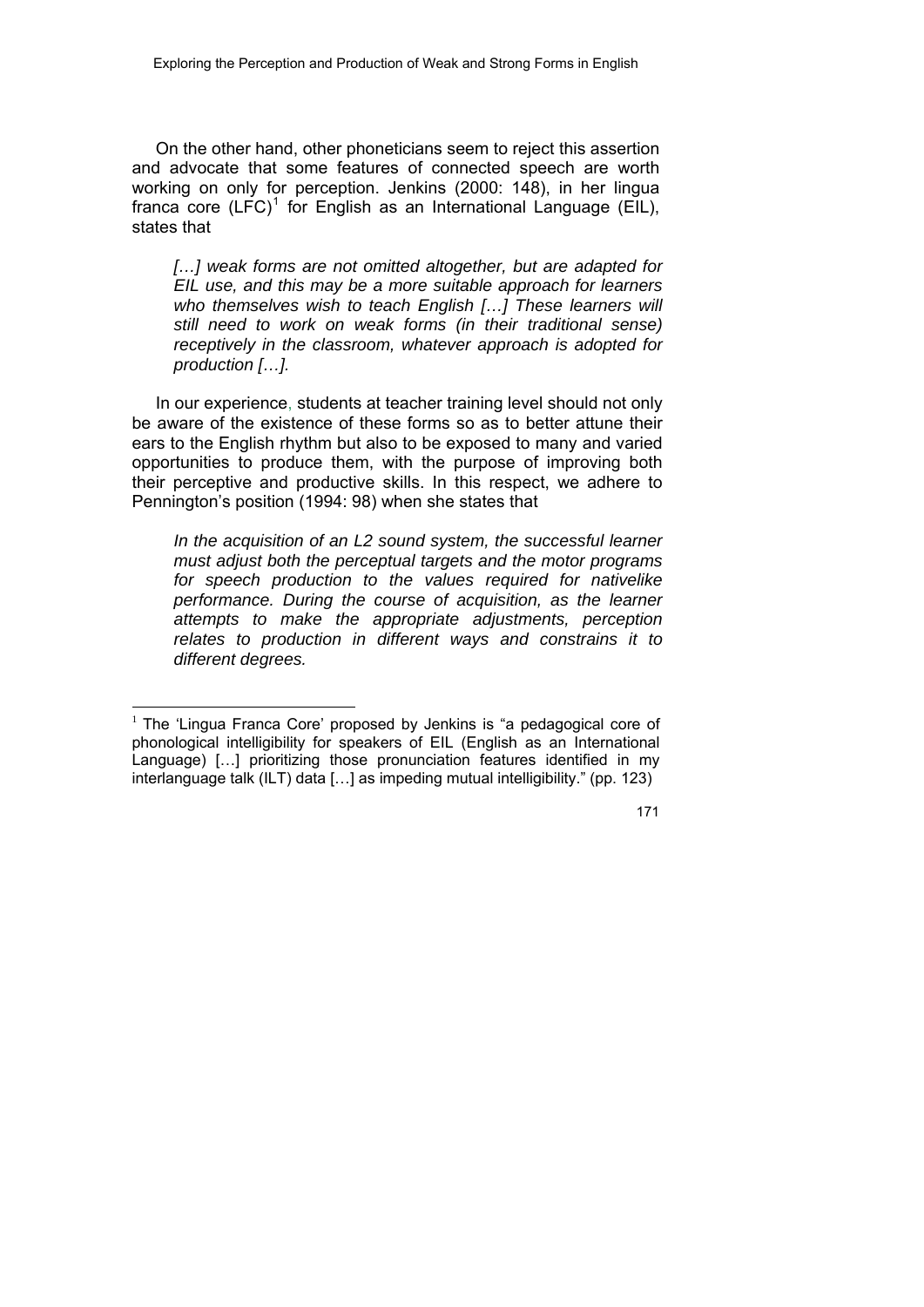On the other hand, other phoneticians seem to reject this assertion and advocate that some features of connected speech are worth working on only for perception. Jenkins (2000: 148), in her lingua franca core (LFC)[1] for English as an International Language (EIL), states that

> *[…] weak forms are not omitted altogether, but are adapted for EIL use, and this may be a more suitable approach for learners who themselves wish to teach English […] These learners will still need to work on weak forms (in their traditional sense) receptively in the classroom, whatever approach is adopted for production […].*

In our experience, students at teacher training level should not only be aware of the existence of these forms so as to better attune their ears to the English rhythm but also to be exposed to many and varied opportunities to produce them, with the purpose of improving both their perceptive and productive skills. In this respect, we adhere to Pennington's position (1994: 98) when she states that

> *In the acquisition of an L2 sound system, the successful learner must adjust both the perceptual targets and the motor programs for speech production to the values required for nativelike performance. During the course of acquisition, as the learner attempts to make the appropriate adjustments, perception relates to production in different ways and constrains it to different degrees.*

---

[1] The 'Lingua Franca Core' proposed by Jenkins is "a pedagogical core of phonological intelligibility for speakers of EIL (English as an International Language) […] prioritizing those pronunciation features identified in my interlanguage talk (ILT) data […] as impeding mutual intelligibility." (pp. 123)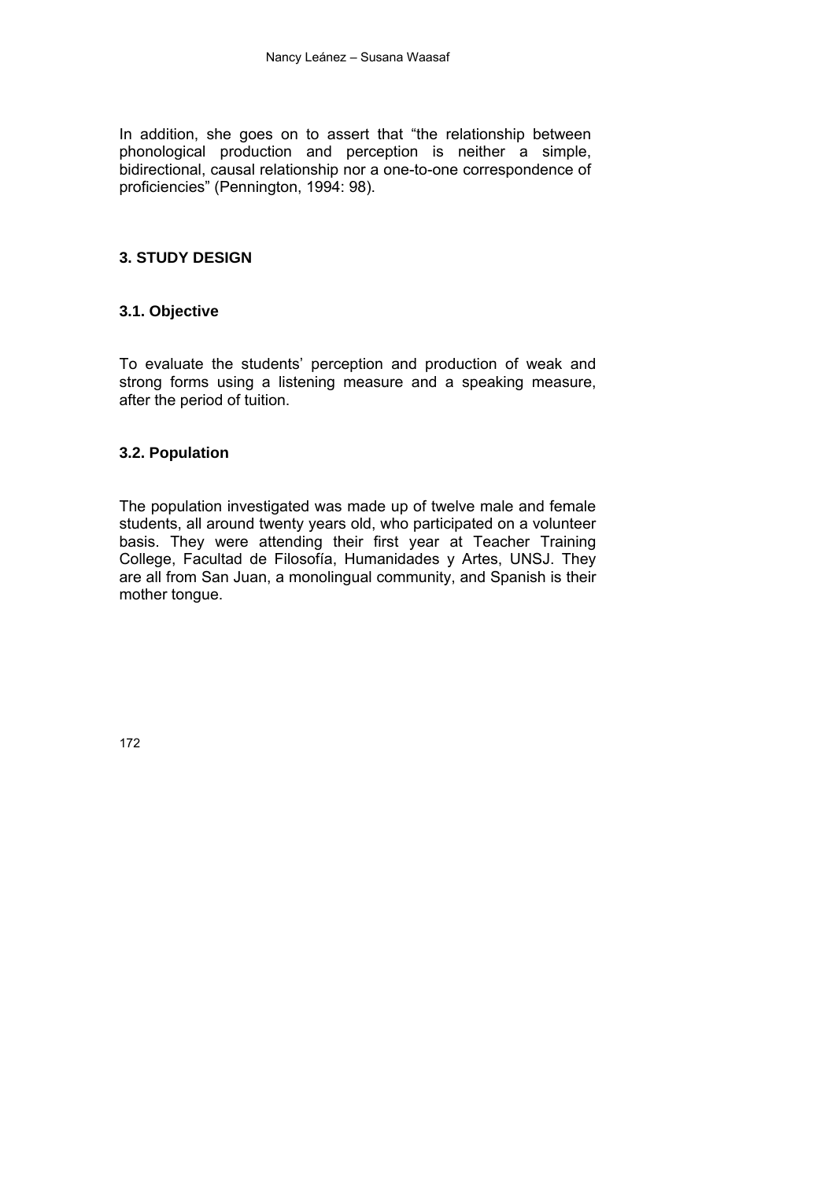In addition, she goes on to assert that "the relationship between phonological production and perception is neither a simple, bidirectional, causal relationship nor a one-to-one correspondence of proficiencies" (Pennington, 1994: 98).

## 3. STUDY DESIGN

### 3.1. Objective

To evaluate the students' perception and production of weak and strong forms using a listening measure and a speaking measure, after the period of tuition.

### 3.2. Population

The population investigated was made up of twelve male and female students, all around twenty years old, who participated on a volunteer basis. They were attending their first year at Teacher Training College, Facultad de Filosofía, Humanidades y Artes, UNSJ. They are all from San Juan, a monolingual community, and Spanish is their mother tongue.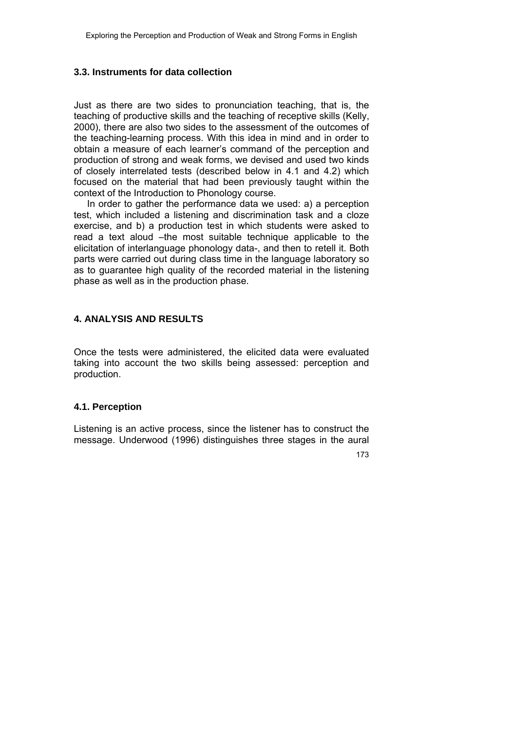### 3.3. Instruments for data collection

Just as there are two sides to pronunciation teaching, that is, the teaching of productive skills and the teaching of receptive skills (Kelly, 2000), there are also two sides to the assessment of the outcomes of the teaching-learning process. With this idea in mind and in order to obtain a measure of each learner's command of the perception and production of strong and weak forms, we devised and used two kinds of closely interrelated tests (described below in 4.1 and 4.2) which focused on the material that had been previously taught within the context of the Introduction to Phonology course.

In order to gather the performance data we used: a) a perception test, which included a listening and discrimination task and a cloze exercise, and b) a production test in which students were asked to read a text aloud –the most suitable technique applicable to the elicitation of interlanguage phonology data-, and then to retell it. Both parts were carried out during class time in the language laboratory so as to guarantee high quality of the recorded material in the listening phase as well as in the production phase.

## 4. ANALYSIS AND RESULTS

Once the tests were administered, the elicited data were evaluated taking into account the two skills being assessed: perception and production.

### 4.1. Perception

Listening is an active process, since the listener has to construct the message. Underwood (1996) distinguishes three stages in the aural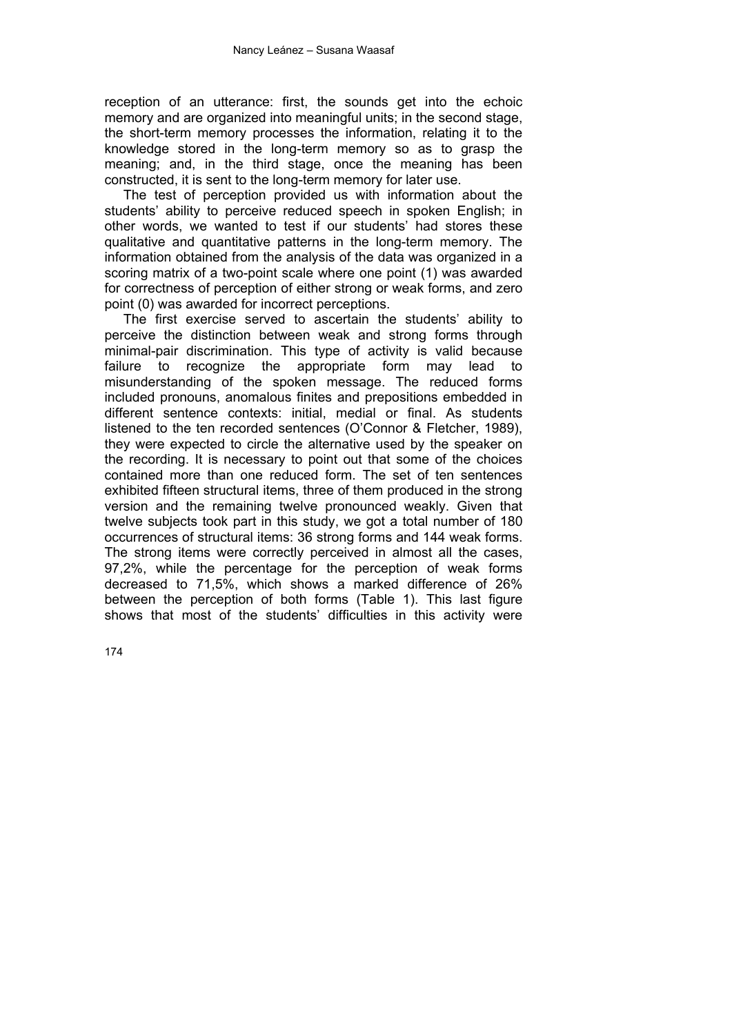reception of an utterance: first, the sounds get into the echoic memory and are organized into meaningful units; in the second stage, the short-term memory processes the information, relating it to the knowledge stored in the long-term memory so as to grasp the meaning; and, in the third stage, once the meaning has been constructed, it is sent to the long-term memory for later use.

The test of perception provided us with information about the students' ability to perceive reduced speech in spoken English; in other words, we wanted to test if our students' had stores these qualitative and quantitative patterns in the long-term memory. The information obtained from the analysis of the data was organized in a scoring matrix of a two-point scale where one point (1) was awarded for correctness of perception of either strong or weak forms, and zero point (0) was awarded for incorrect perceptions.

The first exercise served to ascertain the students' ability to perceive the distinction between weak and strong forms through minimal-pair discrimination. This type of activity is valid because failure to recognize the appropriate form may lead to misunderstanding of the spoken message. The reduced forms included pronouns, anomalous finites and prepositions embedded in different sentence contexts: initial, medial or final. As students listened to the ten recorded sentences (O'Connor & Fletcher, 1989), they were expected to circle the alternative used by the speaker on the recording. It is necessary to point out that some of the choices contained more than one reduced form. The set of ten sentences exhibited fifteen structural items, three of them produced in the strong version and the remaining twelve pronounced weakly. Given that twelve subjects took part in this study, we got a total number of 180 occurrences of structural items: 36 strong forms and 144 weak forms. The strong items were correctly perceived in almost all the cases, 97,2%, while the percentage for the perception of weak forms decreased to 71,5%, which shows a marked difference of 26% between the perception of both forms (Table 1). This last figure shows that most of the students' difficulties in this activity were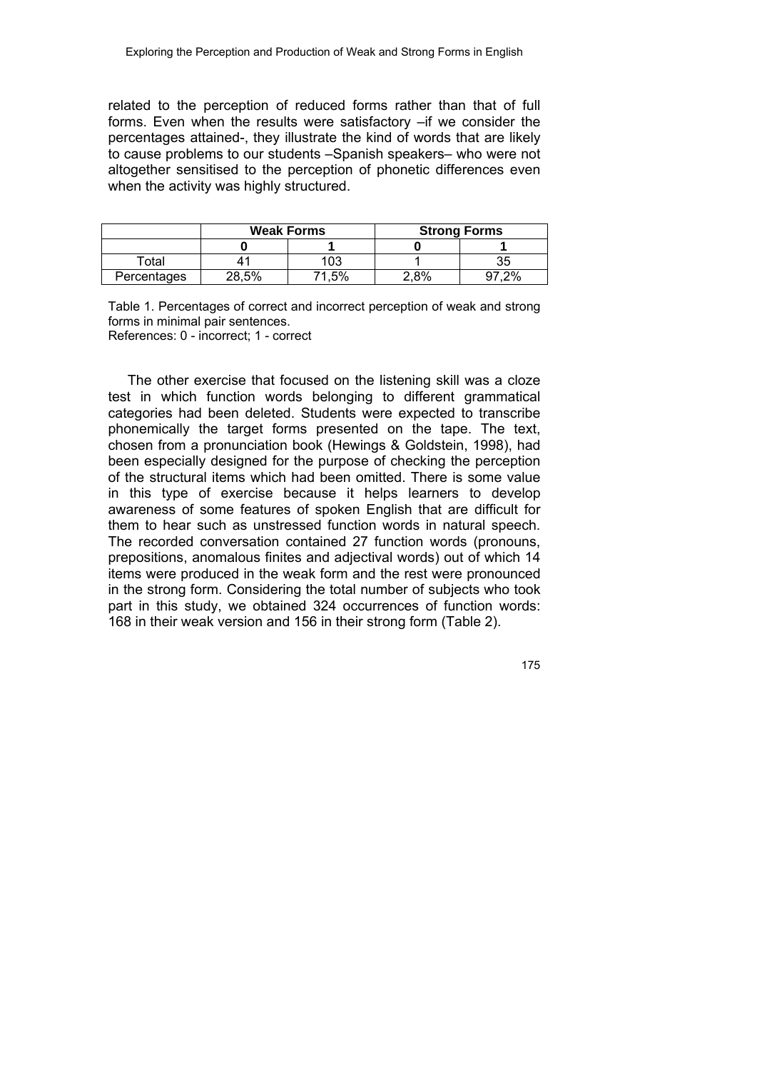related to the perception of reduced forms rather than that of full forms. Even when the results were satisfactory –if we consider the percentages attained-, they illustrate the kind of words that are likely to cause problems to our students –Spanish speakers– who were not altogether sensitised to the perception of phonetic differences even when the activity was highly structured.

| | **Weak Forms** | | **Strong Forms** | |
|---|---|---|---|---|
| | **0** | **1** | **0** | **1** |
| Total | 41 | 103 | 1 | 35 |
| Percentages | 28,5% | 71,5% | 2,8% | 97,2% |

Table 1. Percentages of correct and incorrect perception of weak and strong forms in minimal pair sentences.
References: 0 - incorrect; 1 - correct

The other exercise that focused on the listening skill was a cloze test in which function words belonging to different grammatical categories had been deleted. Students were expected to transcribe phonemically the target forms presented on the tape. The text, chosen from a pronunciation book (Hewings & Goldstein, 1998), had been especially designed for the purpose of checking the perception of the structural items which had been omitted. There is some value in this type of exercise because it helps learners to develop awareness of some features of spoken English that are difficult for them to hear such as unstressed function words in natural speech. The recorded conversation contained 27 function words (pronouns, prepositions, anomalous finites and adjectival words) out of which 14 items were produced in the weak form and the rest were pronounced in the strong form. Considering the total number of subjects who took part in this study, we obtained 324 occurrences of function words: 168 in their weak version and 156 in their strong form (Table 2).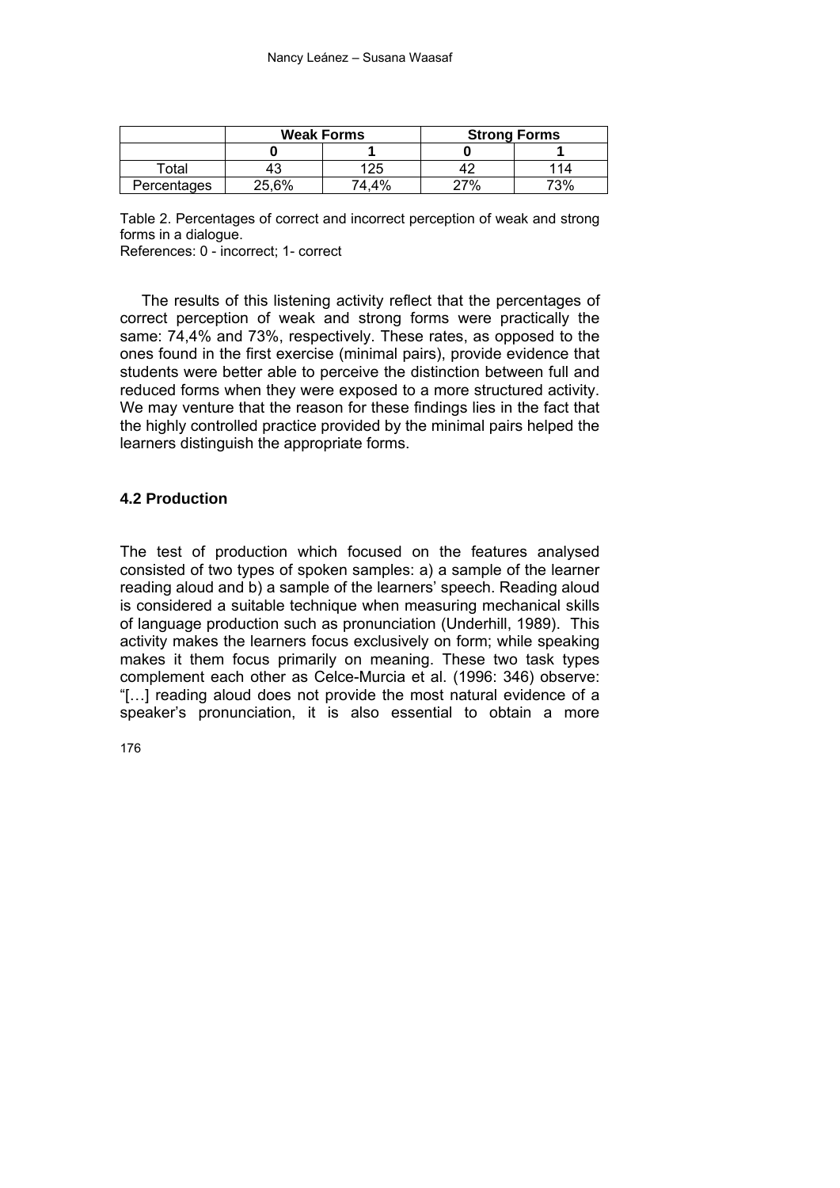| | Weak Forms | | Strong Forms | |
|---|---|---|---|---|
| | **0** | **1** | **0** | **1** |
| Total | 43 | 125 | 42 | 114 |
| Percentages | 25,6% | 74,4% | 27% | 73% |

Table 2. Percentages of correct and incorrect perception of weak and strong forms in a dialogue.
References: 0 - incorrect; 1- correct

The results of this listening activity reflect that the percentages of correct perception of weak and strong forms were practically the same: 74,4% and 73%, respectively. These rates, as opposed to the ones found in the first exercise (minimal pairs), provide evidence that students were better able to perceive the distinction between full and reduced forms when they were exposed to a more structured activity. We may venture that the reason for these findings lies in the fact that the highly controlled practice provided by the minimal pairs helped the learners distinguish the appropriate forms.

### 4.2 Production

The test of production which focused on the features analysed consisted of two types of spoken samples: a) a sample of the learner reading aloud and b) a sample of the learners' speech. Reading aloud is considered a suitable technique when measuring mechanical skills of language production such as pronunciation (Underhill, 1989). This activity makes the learners focus exclusively on form; while speaking makes it them focus primarily on meaning. These two task types complement each other as Celce-Murcia et al. (1996: 346) observe: "[…] reading aloud does not provide the most natural evidence of a speaker's pronunciation, it is also essential to obtain a more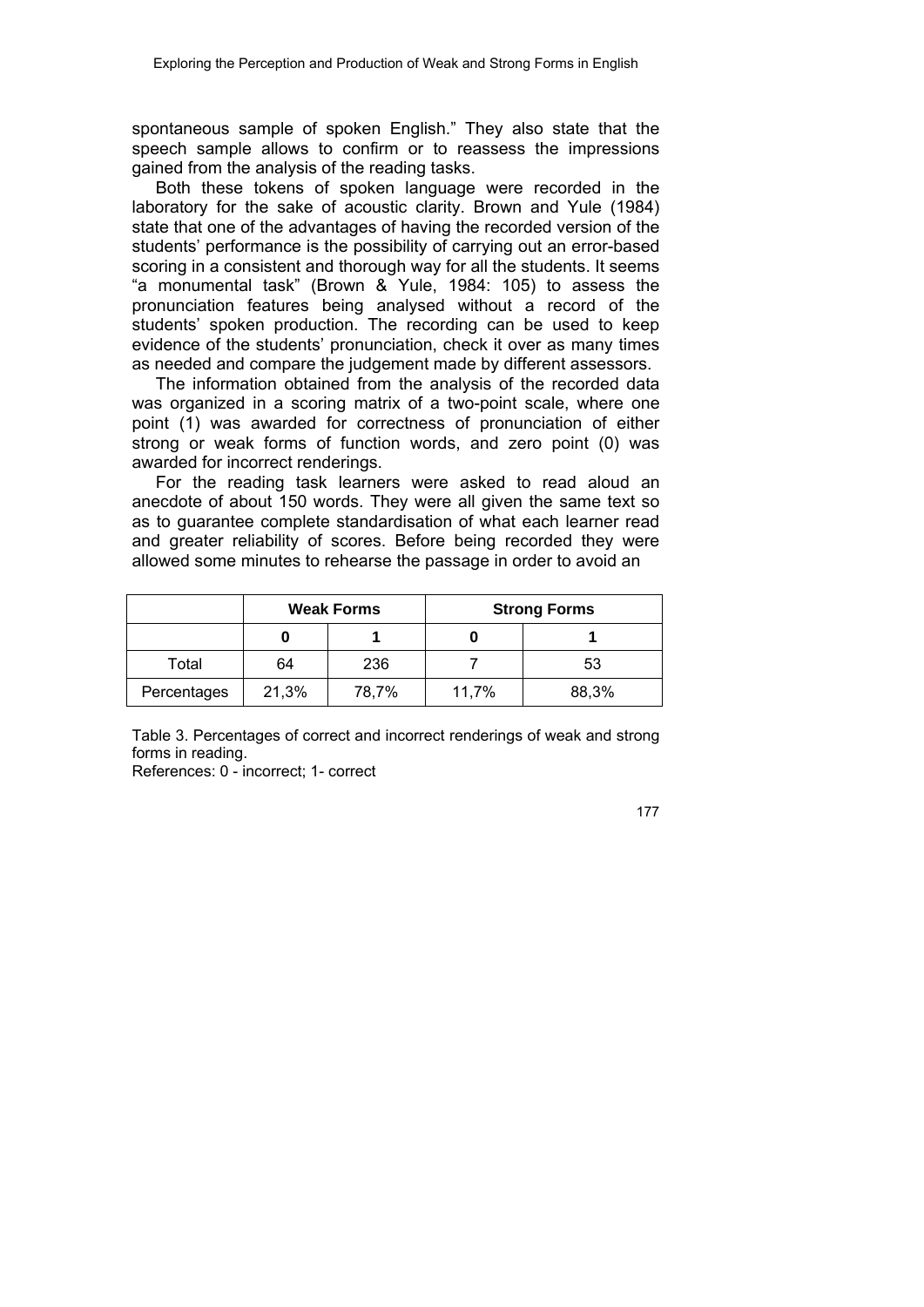spontaneous sample of spoken English." They also state that the speech sample allows to confirm or to reassess the impressions gained from the analysis of the reading tasks.

Both these tokens of spoken language were recorded in the laboratory for the sake of acoustic clarity. Brown and Yule (1984) state that one of the advantages of having the recorded version of the students' performance is the possibility of carrying out an error-based scoring in a consistent and thorough way for all the students. It seems "a monumental task" (Brown & Yule, 1984: 105) to assess the pronunciation features being analysed without a record of the students' spoken production. The recording can be used to keep evidence of the students' pronunciation, check it over as many times as needed and compare the judgement made by different assessors.

The information obtained from the analysis of the recorded data was organized in a scoring matrix of a two-point scale, where one point (1) was awarded for correctness of pronunciation of either strong or weak forms of function words, and zero point (0) was awarded for incorrect renderings.

For the reading task learners were asked to read aloud an anecdote of about 150 words. They were all given the same text so as to guarantee complete standardisation of what each learner read and greater reliability of scores. Before being recorded they were allowed some minutes to rehearse the passage in order to avoid an

| | **Weak Forms** | | **Strong Forms** | |
|---|---|---|---|---|
| | **0** | **1** | **0** | **1** |
| Total | 64 | 236 | 7 | 53 |
| Percentages | 21,3% | 78,7% | 11,7% | 88,3% |

Table 3. Percentages of correct and incorrect renderings of weak and strong forms in reading.
References: 0 - incorrect; 1- correct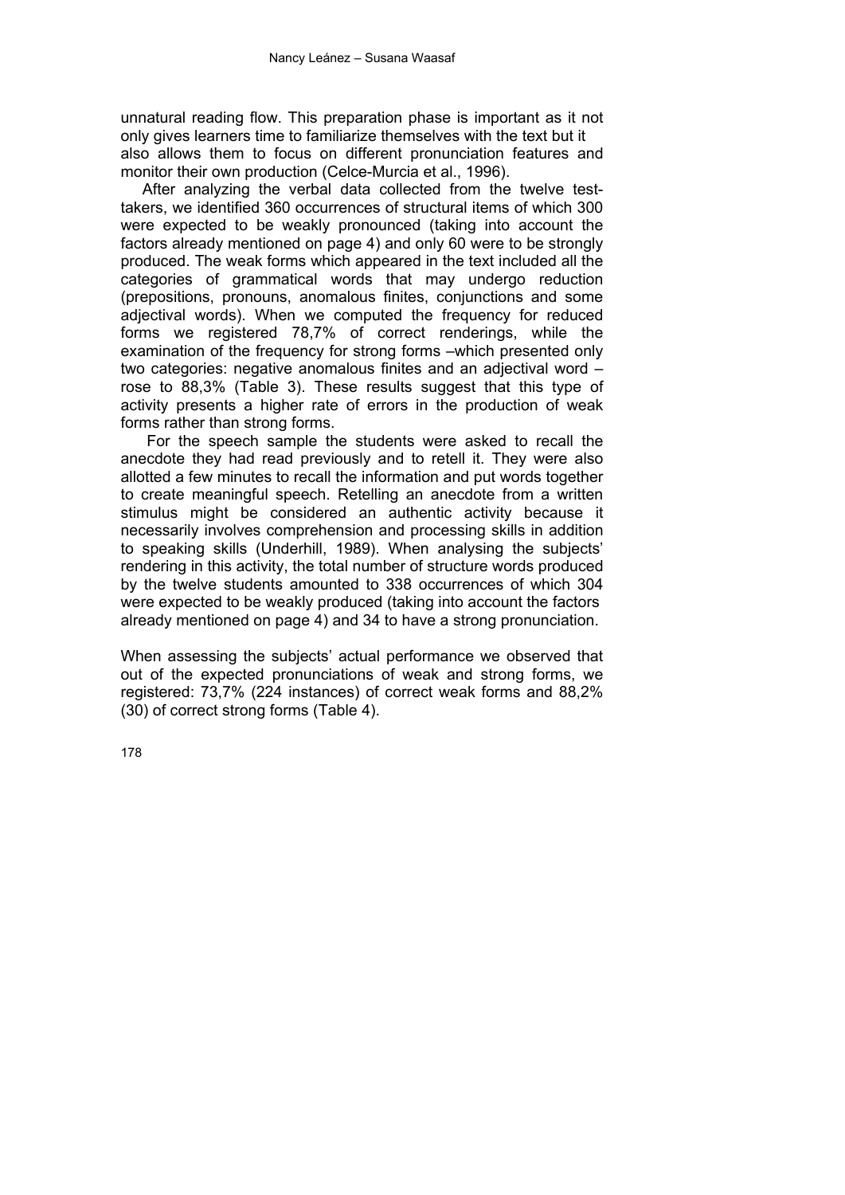unnatural reading flow. This preparation phase is important as it not only gives learners time to familiarize themselves with the text but it also allows them to focus on different pronunciation features and monitor their own production (Celce-Murcia et al., 1996).

After analyzing the verbal data collected from the twelve test-takers, we identified 360 occurrences of structural items of which 300 were expected to be weakly pronounced (taking into account the factors already mentioned on page 4) and only 60 were to be strongly produced. The weak forms which appeared in the text included all the categories of grammatical words that may undergo reduction (prepositions, pronouns, anomalous finites, conjunctions and some adjectival words). When we computed the frequency for reduced forms we registered 78,7% of correct renderings, while the examination of the frequency for strong forms –which presented only two categories: negative anomalous finites and an adjectival word – rose to 88,3% (Table 3). These results suggest that this type of activity presents a higher rate of errors in the production of weak forms rather than strong forms.

For the speech sample the students were asked to recall the anecdote they had read previously and to retell it. They were also allotted a few minutes to recall the information and put words together to create meaningful speech. Retelling an anecdote from a written stimulus might be considered an authentic activity because it necessarily involves comprehension and processing skills in addition to speaking skills (Underhill, 1989). When analysing the subjects' rendering in this activity, the total number of structure words produced by the twelve students amounted to 338 occurrences of which 304 were expected to be weakly produced (taking into account the factors already mentioned on page 4) and 34 to have a strong pronunciation.

When assessing the subjects' actual performance we observed that out of the expected pronunciations of weak and strong forms, we registered: 73,7% (224 instances) of correct weak forms and 88,2% (30) of correct strong forms (Table 4).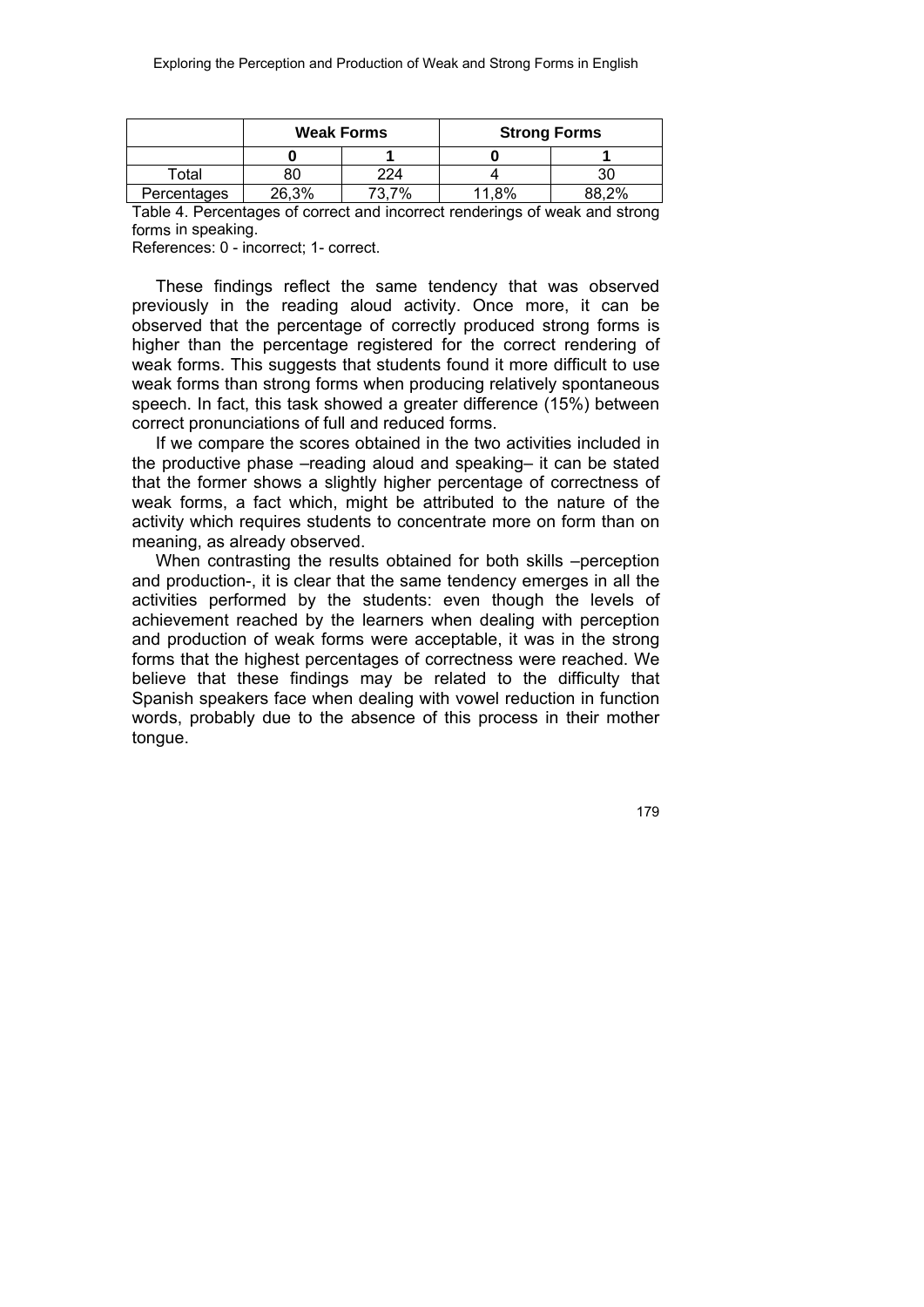| | Weak Forms | | Strong Forms | |
|---|---|---|---|---|
| | **0** | **1** | **0** | **1** |
| Total | 80 | 224 | 4 | 30 |
| Percentages | 26,3% | 73,7% | 11,8% | 88,2% |

Table 4. Percentages of correct and incorrect renderings of weak and strong forms in speaking.
References: 0 - incorrect; 1- correct.

These findings reflect the same tendency that was observed previously in the reading aloud activity. Once more, it can be observed that the percentage of correctly produced strong forms is higher than the percentage registered for the correct rendering of weak forms. This suggests that students found it more difficult to use weak forms than strong forms when producing relatively spontaneous speech. In fact, this task showed a greater difference (15%) between correct pronunciations of full and reduced forms.

If we compare the scores obtained in the two activities included in the productive phase –reading aloud and speaking– it can be stated that the former shows a slightly higher percentage of correctness of weak forms, a fact which, might be attributed to the nature of the activity which requires students to concentrate more on form than on meaning, as already observed.

When contrasting the results obtained for both skills –perception and production-, it is clear that the same tendency emerges in all the activities performed by the students: even though the levels of achievement reached by the learners when dealing with perception and production of weak forms were acceptable, it was in the strong forms that the highest percentages of correctness were reached. We believe that these findings may be related to the difficulty that Spanish speakers face when dealing with vowel reduction in function words, probably due to the absence of this process in their mother tongue.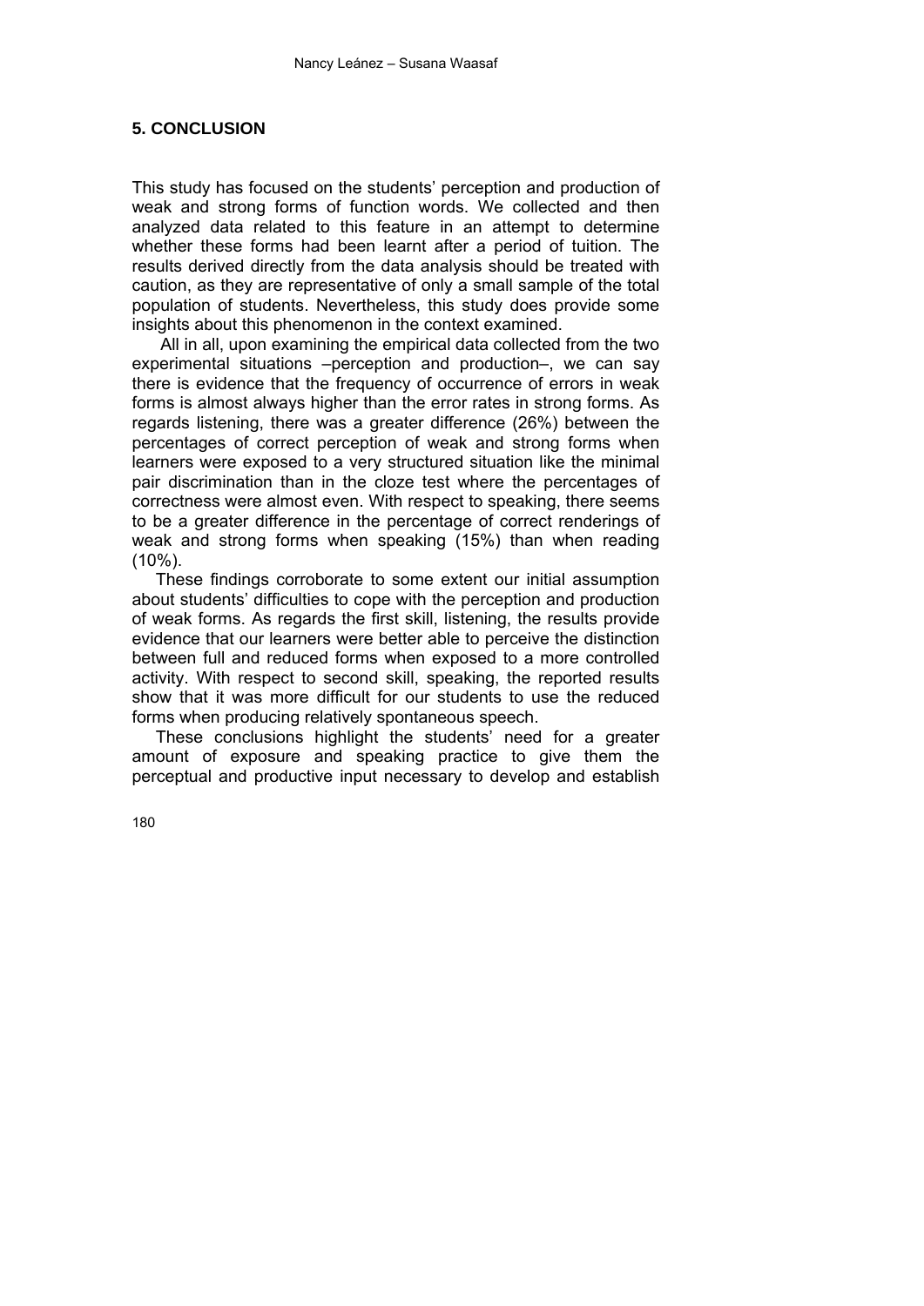## 5. CONCLUSION

This study has focused on the students' perception and production of weak and strong forms of function words. We collected and then analyzed data related to this feature in an attempt to determine whether these forms had been learnt after a period of tuition. The results derived directly from the data analysis should be treated with caution, as they are representative of only a small sample of the total population of students. Nevertheless, this study does provide some insights about this phenomenon in the context examined.

All in all, upon examining the empirical data collected from the two experimental situations –perception and production–, we can say there is evidence that the frequency of occurrence of errors in weak forms is almost always higher than the error rates in strong forms. As regards listening, there was a greater difference (26%) between the percentages of correct perception of weak and strong forms when learners were exposed to a very structured situation like the minimal pair discrimination than in the cloze test where the percentages of correctness were almost even. With respect to speaking, there seems to be a greater difference in the percentage of correct renderings of weak and strong forms when speaking (15%) than when reading (10%).

These findings corroborate to some extent our initial assumption about students' difficulties to cope with the perception and production of weak forms. As regards the first skill, listening, the results provide evidence that our learners were better able to perceive the distinction between full and reduced forms when exposed to a more controlled activity. With respect to second skill, speaking, the reported results show that it was more difficult for our students to use the reduced forms when producing relatively spontaneous speech.

These conclusions highlight the students' need for a greater amount of exposure and speaking practice to give them the perceptual and productive input necessary to develop and establish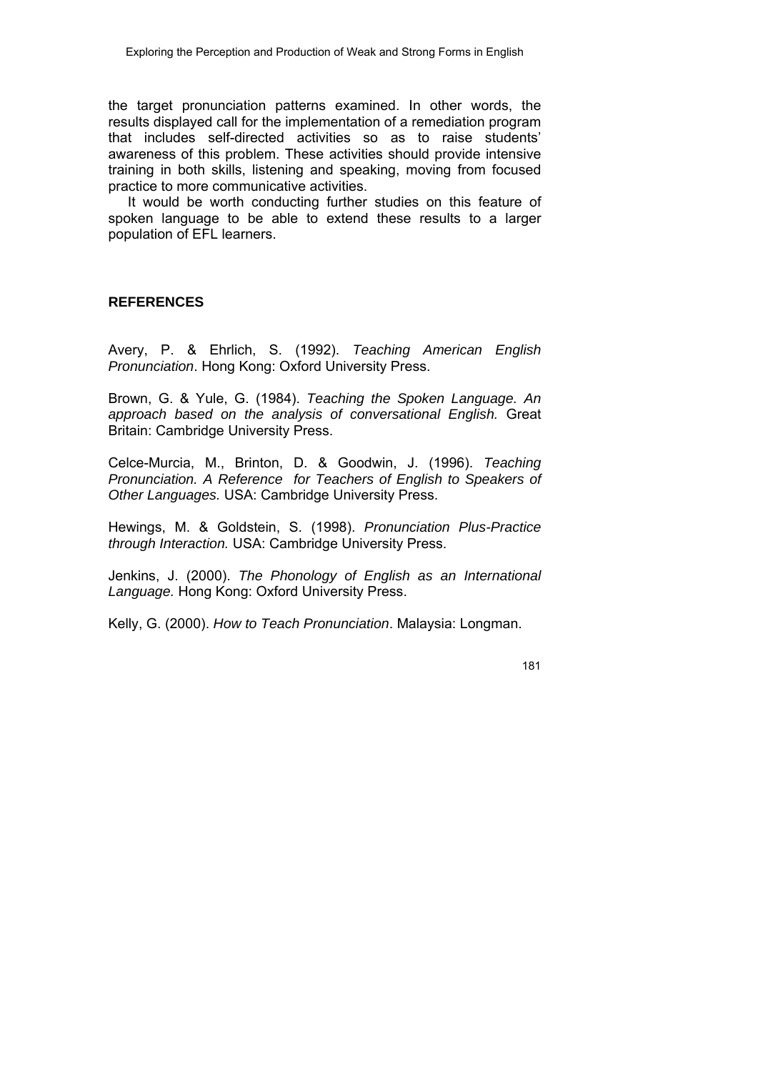the target pronunciation patterns examined. In other words, the results displayed call for the implementation of a remediation program that includes self-directed activities so as to raise students' awareness of this problem. These activities should provide intensive training in both skills, listening and speaking, moving from focused practice to more communicative activities.

It would be worth conducting further studies on this feature of spoken language to be able to extend these results to a larger population of EFL learners.

## REFERENCES

Avery, P. & Ehrlich, S. (1992). *Teaching American English Pronunciation*. Hong Kong: Oxford University Press.

Brown, G. & Yule, G. (1984). *Teaching the Spoken Language. An approach based on the analysis of conversational English.* Great Britain: Cambridge University Press.

Celce-Murcia, M., Brinton, D. & Goodwin, J. (1996). *Teaching Pronunciation. A Reference for Teachers of English to Speakers of Other Languages.* USA: Cambridge University Press.

Hewings, M. & Goldstein, S. (1998). *Pronunciation Plus-Practice through Interaction.* USA: Cambridge University Press.

Jenkins, J. (2000). *The Phonology of English as an International Language.* Hong Kong: Oxford University Press.

Kelly, G. (2000). *How to Teach Pronunciation*. Malaysia: Longman.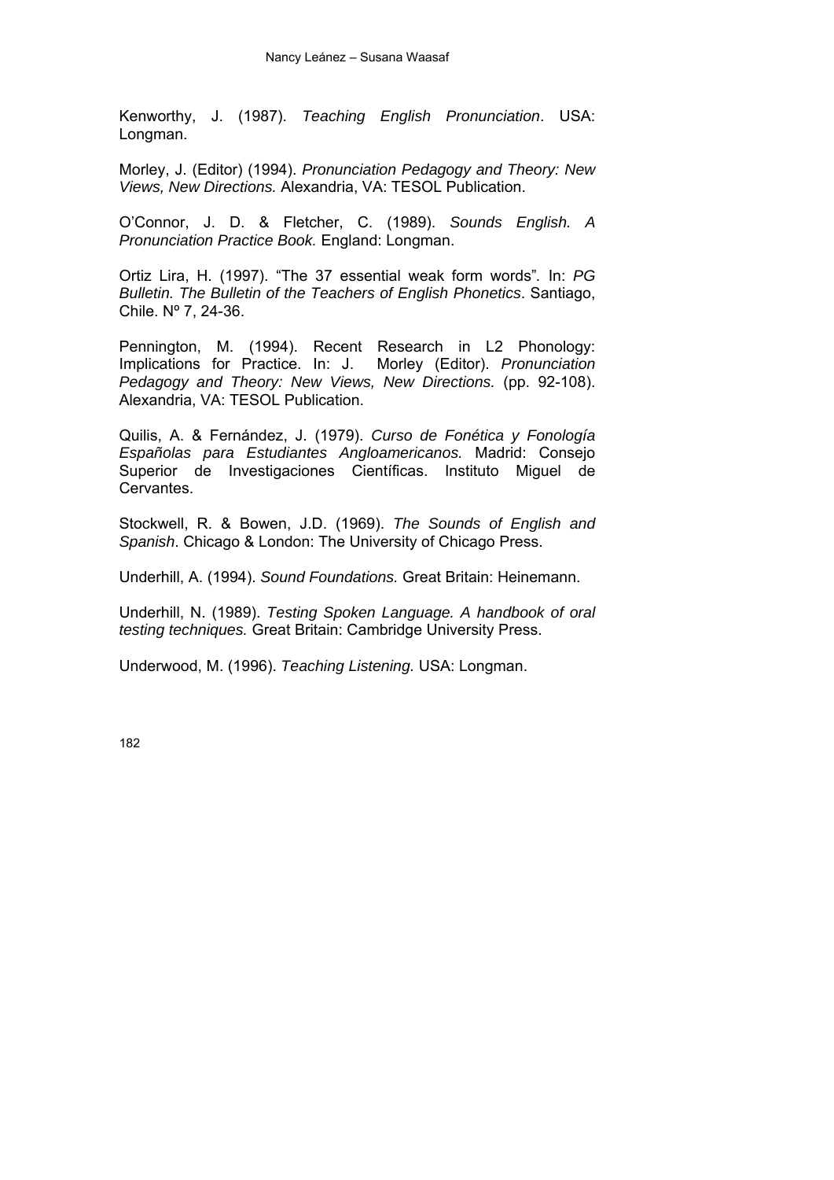Kenworthy, J. (1987). *Teaching English Pronunciation*. USA: Longman.

Morley, J. (Editor) (1994). *Pronunciation Pedagogy and Theory: New Views, New Directions.* Alexandria, VA: TESOL Publication.

O'Connor, J. D. & Fletcher, C. (1989). *Sounds English. A Pronunciation Practice Book.* England: Longman.

Ortiz Lira, H. (1997). "The 37 essential weak form words". In: *PG Bulletin. The Bulletin of the Teachers of English Phonetics*. Santiago, Chile. Nº 7, 24-36.

Pennington, M. (1994). Recent Research in L2 Phonology: Implications for Practice. In: J. Morley (Editor). *Pronunciation Pedagogy and Theory: New Views, New Directions.* (pp. 92-108). Alexandria, VA: TESOL Publication.

Quilis, A. & Fernández, J. (1979). *Curso de Fonética y Fonología Españolas para Estudiantes Angloamericanos.* Madrid: Consejo Superior de Investigaciones Científicas. Instituto Miguel de Cervantes.

Stockwell, R. & Bowen, J.D. (1969). *The Sounds of English and Spanish*. Chicago & London: The University of Chicago Press.

Underhill, A. (1994). *Sound Foundations.* Great Britain: Heinemann.

Underhill, N. (1989). *Testing Spoken Language. A handbook of oral testing techniques.* Great Britain: Cambridge University Press.

Underwood, M. (1996). *Teaching Listening.* USA: Longman.